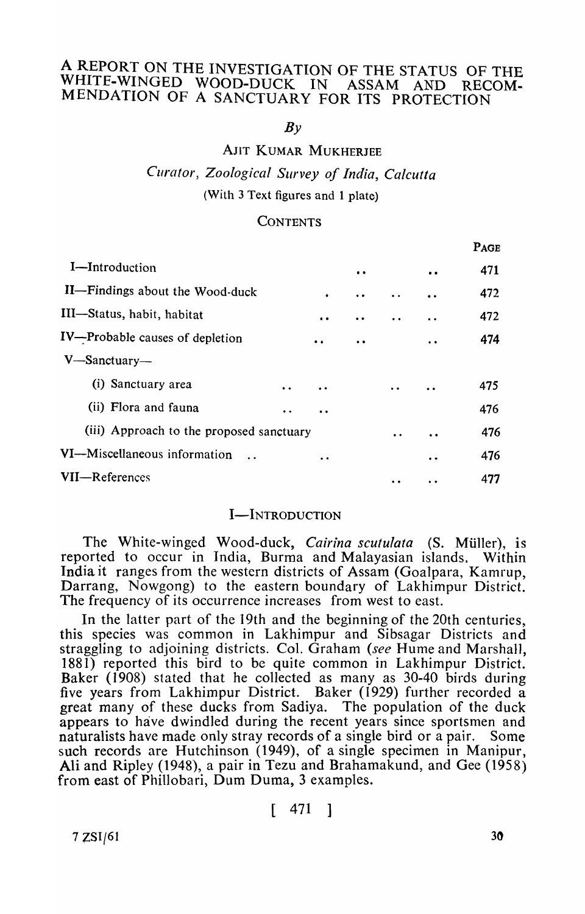# A REPORT ON THE INVESTIGATION OF THE STATUS OF THE WHITE-WINGED WOOD-DUCK IN ASSAM AND RECOMMENDATION OF A SANCTUARY FOR ITS PROTECTION

*By*

AJIT KUMAR MUKHERJEE

*Curator, Zoological Survey of India, Calcutta*

(With 3 Text figures and 1 plate)

## CONTENTS

| | PAGE |
|---|---|
| I—Introduction | 471 |
| II—Findings about the Wood-duck | 472 |
| III—Status, habit, habitat | 472 |
| IV—Probable causes of depletion | 474 |
| V—Sanctuary— | |
| (i) Sanctuary area | 475 |
| (ii) Flora and fauna | 476 |
| (iii) Approach to the proposed sanctuary | 476 |
| VI—Miscellaneous information | 476 |
| VII—References | 477 |

## I—INTRODUCTION

The White-winged Wood-duck, *Cairina scutulata* (S. Müller), is reported to occur in India, Burma and Malayasian islands. Within India it ranges from the western districts of Assam (Goalpara, Kamrup, Darrang, Nowgong) to the eastern boundary of Lakhimpur District. The frequency of its occurrence increases from west to east.

In the latter part of the 19th and the beginning of the 20th centuries, this species was common in Lakhimpur and Sibsagar Districts and straggling to adjoining districts. Col. Graham (*see* Hume and Marshall, 1881) reported this bird to be quite common in Lakhimpur District. Baker (1908) stated that he collected as many as 30-40 birds during five years from Lakhimpur District. Baker (1929) further recorded a great many of these ducks from Sadiya. The population of the duck appears to have dwindled during the recent years since sportsmen and naturalists have made only stray records of a single bird or a pair. Some such records are Hutchinson (1949), of a single specimen in Manipur, Ali and Ripley (1948), a pair in Tezu and Brahamakund, and Gee (1958) from east of Phillobari, Dum Duma, 3 examples.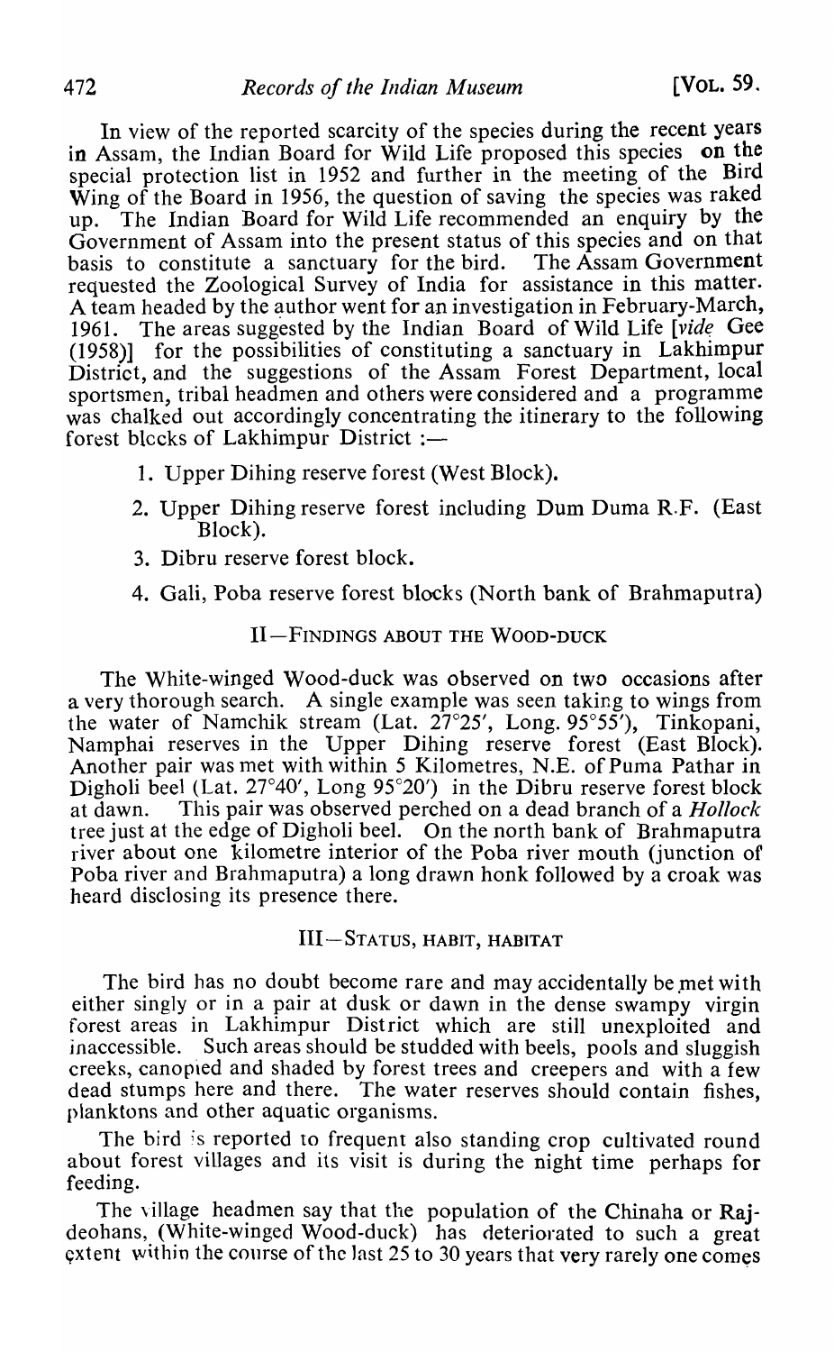In view of the reported scarcity of the species during the recent years in Assam, the Indian Board for Wild Life proposed this species on the special protection list in 1952 and further in the meeting of the Bird Wing of the Board in 1956, the question of saving the species was raked up. The Indian Board for Wild Life recommended an enquiry by the Government of Assam into the present status of this species and on that basis to constitute a sanctuary for the bird. The Assam Government requested the Zoological Survey of India for assistance in this matter. A team headed by the author went for an investigation in February-March, 1961. The areas suggested by the Indian Board of Wild Life [*vide* Gee (1958)] for the possibilities of constituting a sanctuary in Lakhimpur District, and the suggestions of the Assam Forest Department, local sportsmen, tribal headmen and others were considered and a programme was chalked out accordingly concentrating the itinerary to the following forest blocks of Lakhimpur District :—

1. Upper Dihing reserve forest (West Block).
2. Upper Dihing reserve forest including Dum Duma R.F. (East Block).
3. Dibru reserve forest block.
4. Gali, Poba reserve forest blocks (North bank of Brahmaputra)

## II—Findings about the Wood-duck

The White-winged Wood-duck was observed on two occasions after a very thorough search. A single example was seen taking to wings from the water of Namchik stream (Lat. 27°25′, Long. 95°55′), Tinkopani, Namphai reserves in the Upper Dihing reserve forest (East Block). Another pair was met with within 5 Kilometres, N.E. of Puma Pathar in Digholi beel (Lat. 27°40′, Long 95°20′) in the Dibru reserve forest block at dawn. This pair was observed perched on a dead branch of a *Hollock* tree just at the edge of Digholi beel. On the north bank of Brahmaputra river about one kilometre interior of the Poba river mouth (junction of Poba river and Brahmaputra) a long drawn honk followed by a croak was heard disclosing its presence there.

## III—Status, habit, habitat

The bird has no doubt become rare and may accidentally be met with either singly or in a pair at dusk or dawn in the dense swampy virgin forest areas in Lakhimpur District which are still unexploited and inaccessible. Such areas should be studded with beels, pools and sluggish creeks, canopied and shaded by forest trees and creepers and with a few dead stumps here and there. The water reserves should contain fishes, planktons and other aquatic organisms.

The bird is reported to frequent also standing crop cultivated round about forest villages and its visit is during the night time perhaps for feeding.

The village headmen say that the population of the Chinaha or Rajdeohans, (White-winged Wood-duck) has deteriorated to such a great extent within the course of the last 25 to 30 years that very rarely one comes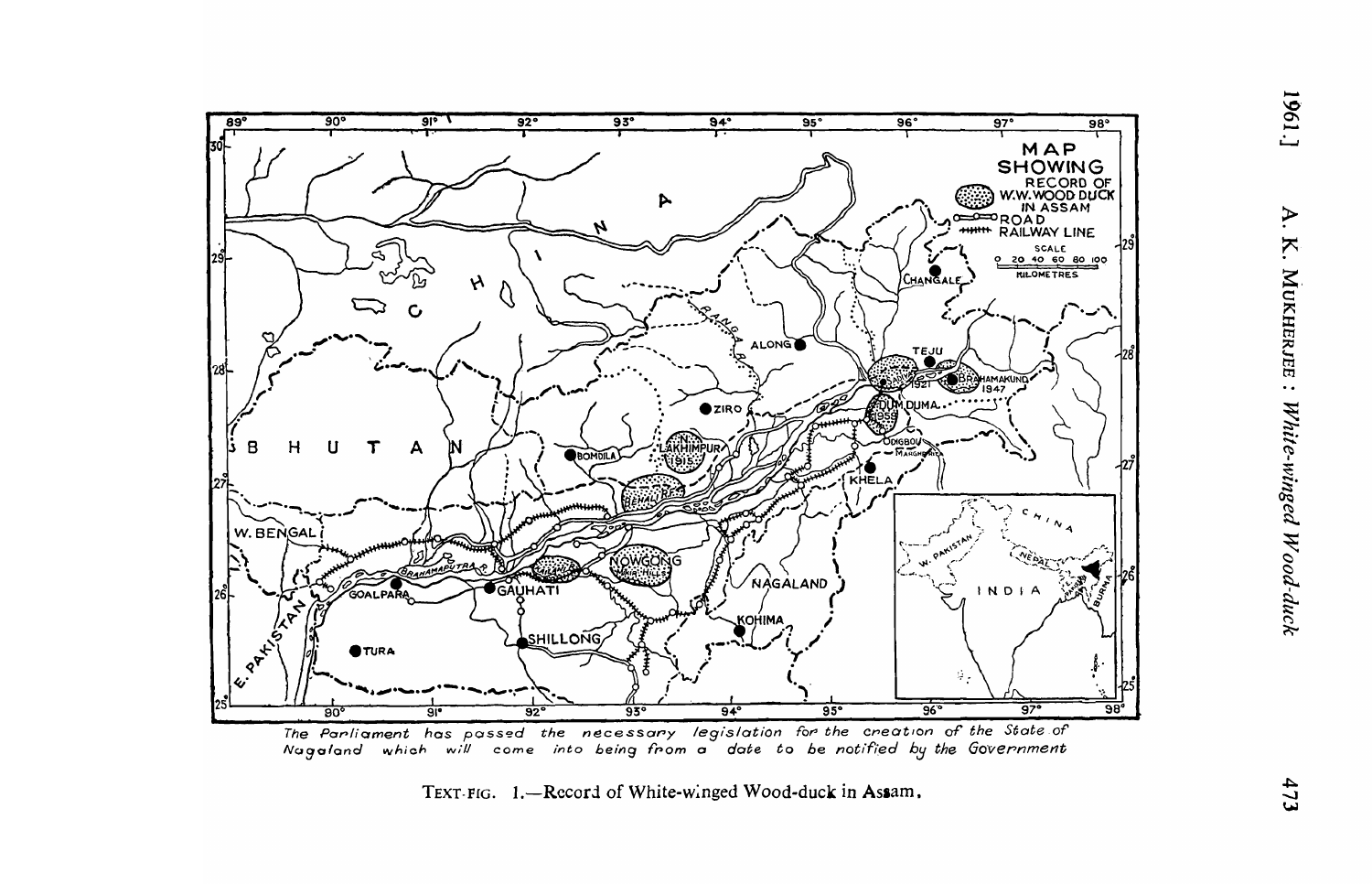The Parliament has passed the necessary legislation for the creation of the State of Nagaland which will come into being from a date to be notified by the Government

TEXT-FIG. 1.—Record of White-winged Wood-duck in Assam.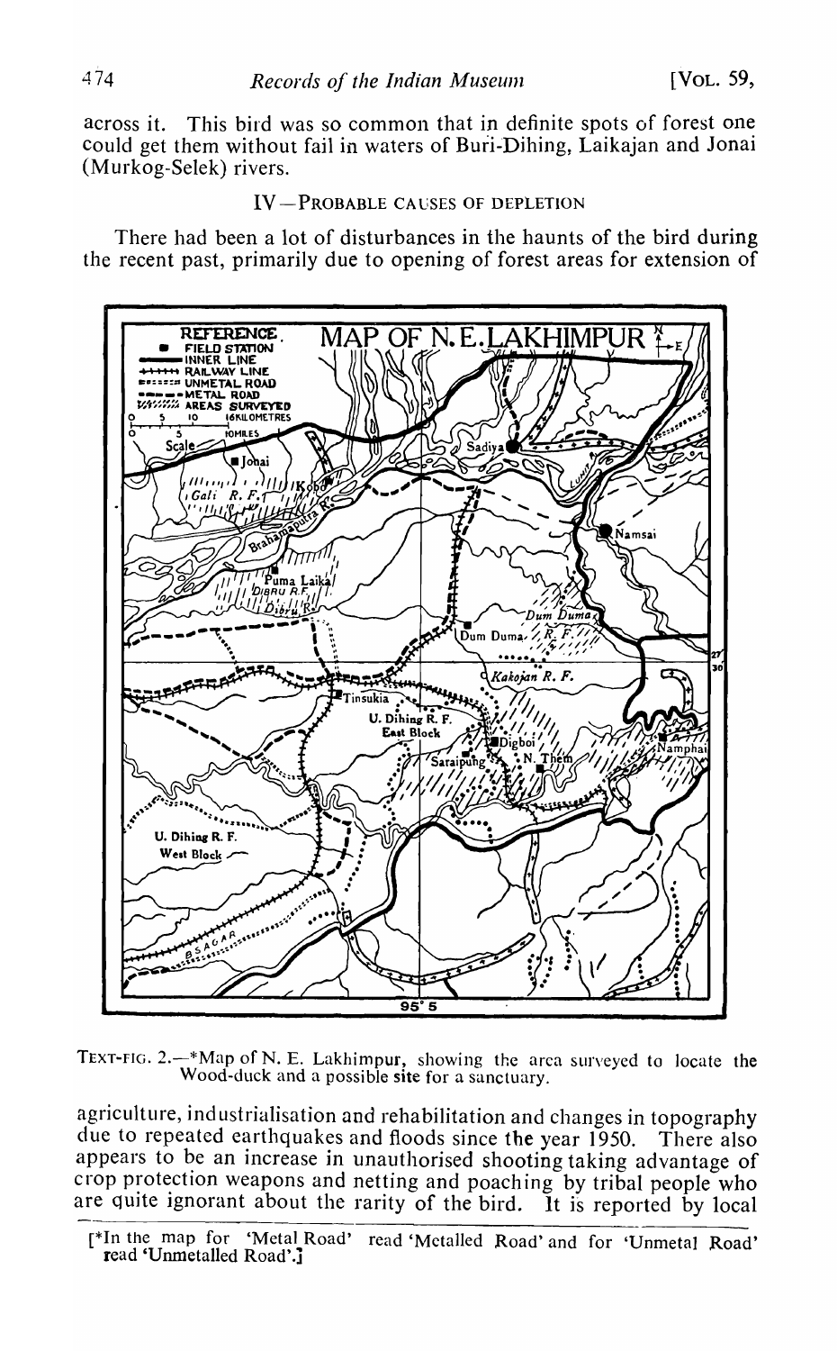across it. This bird was so common that in definite spots of forest one could get them without fail in waters of Buri-Dihing, Laikajan and Jonai (Murkog-Selek) rivers.

## IV—Probable Causes of Depletion

There had been a lot of disturbances in the haunts of the bird during the recent past, primarily due to opening of forest areas for extension of agriculture, industrialisation and rehabilitation and changes in topography due to repeated earthquakes and floods since the year 1950. There also appears to be an increase in unauthorised shooting taking advantage of crop protection weapons and netting and poaching by tribal people who are quite ignorant about the rarity of the bird. It is reported by local

Text-fig. 2.—*Map of N. E. Lakhimpur, showing the area surveyed to locate the Wood-duck and a possible site for a sanctuary.

[*In the map for 'Metal Road' read 'Metalled Road' and for 'Unmetal Road' read 'Unmetalled Road'.]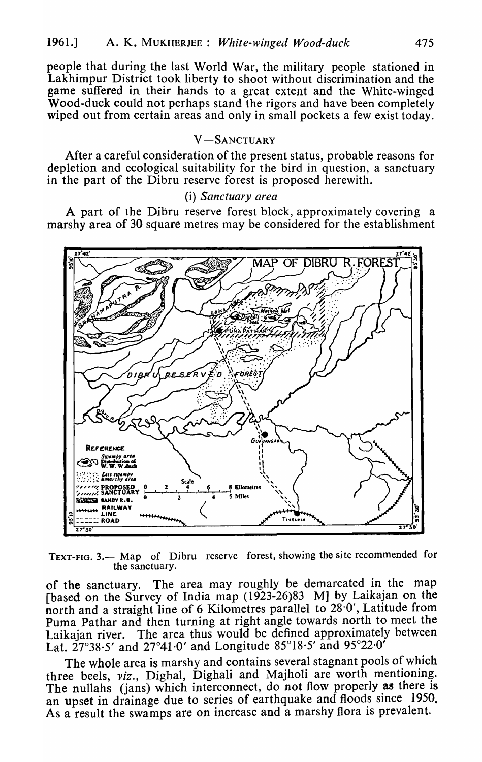people that during the last World War, the military people stationed in Lakhimpur District took liberty to shoot without discrimination and the game suffered in their hands to a great extent and the White-winged Wood-duck could not perhaps stand the rigors and have been completely wiped out from certain areas and only in small pockets a few exist today.

## V—Sanctuary

After a careful consideration of the present status, probable reasons for depletion and ecological suitability for the bird in question, a sanctuary in the part of the Dibru reserve forest is proposed herewith.

### (i) *Sanctuary area*

A part of the Dibru reserve forest block, approximately covering a marshy area of 30 square metres may be considered for the establishment

Text-fig. 3.— Map of Dibru reserve forest, showing the site recommended for the sanctuary.

of the sanctuary. The area may roughly be demarcated in the map [based on the Survey of India map (1923-26)83 M] by Laikajan on the north and a straight line of 6 Kilometres parallel to 28·0′, Latitude from Puma Pathar and then turning at right angle towards north to meet the Laikajan river. The area thus would be defined approximately between Lat. 27°38·5′ and 27°41·0′ and Longitude 85°18·5′ and 95°22·0′

The whole area is marshy and contains several stagnant pools of which three beels, *viz.*, Dighal, Dighali and Majholi are worth mentioning. The nullahs (jans) which interconnect, do not flow properly as there is an upset in drainage due to series of earthquake and floods since 1950. As a result the swamps are on increase and a marshy flora is prevalent.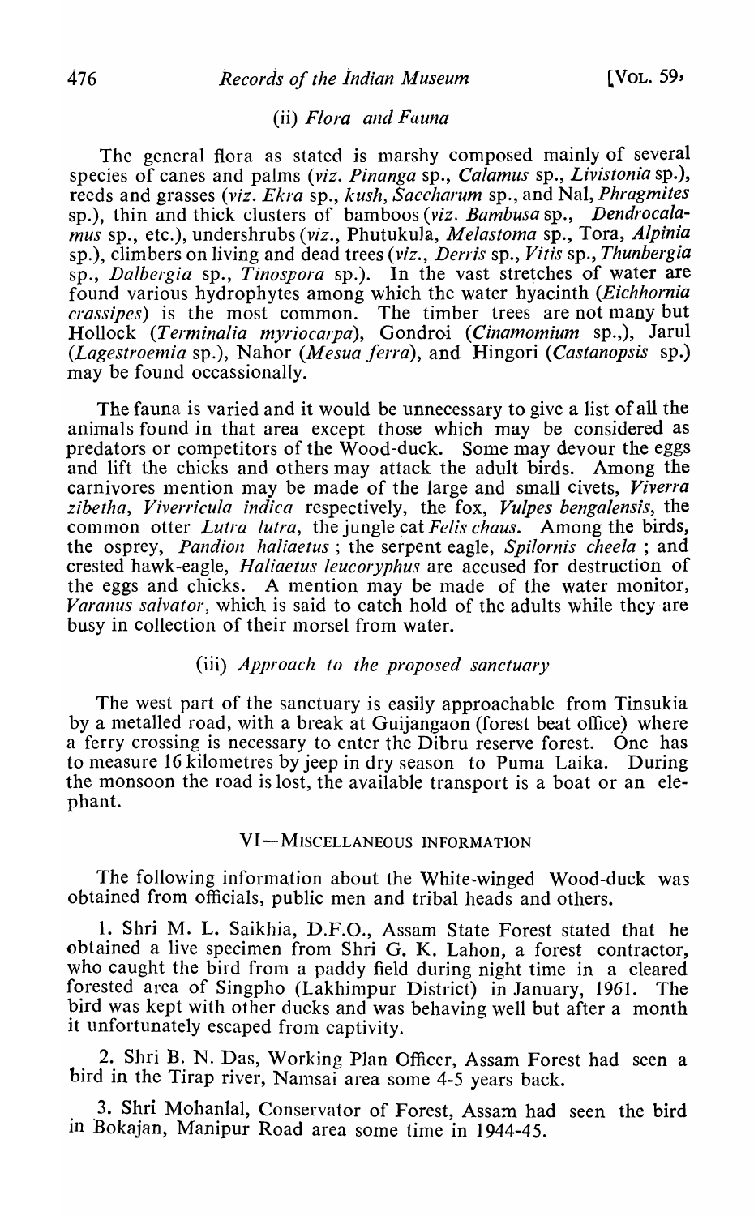### (ii) *Flora and Fauna*

The general flora as stated is marshy composed mainly of several species of canes and palms (*viz. Pinanga* sp., *Calamus* sp., *Livistonia* sp.), reeds and grasses (*viz. Ekra* sp., *kush*, *Saccharum* sp., and Nal, *Phragmites* sp.), thin and thick clusters of bamboos (*viz. Bambusa* sp., *Dendrocalamus* sp., etc.), undershrubs (*viz.*, Phutukula, *Melastoma* sp., Tora, *Alpinia* sp.), climbers on living and dead trees (*viz.*, *Derris* sp., *Vitis* sp., *Thunbergia* sp., *Dalbergia* sp., *Tinospora* sp.). In the vast stretches of water are found various hydrophytes among which the water hyacinth (*Eichhornia crassipes*) is the most common. The timber trees are not many but Hollock (*Terminalia myriocarpa*), Gondroi (*Cinamomium* sp.,), Jarul (*Lagestroemia* sp.), Nahor (*Mesua ferra*), and Hingori (*Castanopsis* sp.) may be found occassionally.

The fauna is varied and it would be unnecessary to give a list of all the animals found in that area except those which may be considered as predators or competitors of the Wood-duck. Some may devour the eggs and lift the chicks and others may attack the adult birds. Among the carnivores mention may be made of the large and small civets, *Viverra zibetha*, *Viverricula indica* respectively, the fox, *Vulpes bengalensis*, the common otter *Lutra lutra*, the jungle cat *Felis chaus*. Among the birds, the osprey, *Pandion haliaetus* ; the serpent eagle, *Spilornis cheela* ; and crested hawk-eagle, *Haliaetus leucoryphus* are accused for destruction of the eggs and chicks. A mention may be made of the water monitor, *Varanus salvator*, which is said to catch hold of the adults while they are busy in collection of their morsel from water.

### (iii) *Approach to the proposed sanctuary*

The west part of the sanctuary is easily approachable from Tinsukia by a metalled road, with a break at Guijangaon (forest beat office) where a ferry crossing is necessary to enter the Dibru reserve forest. One has to measure 16 kilometres by jeep in dry season to Puma Laika. During the monsoon the road is lost, the available transport is a boat or an elephant.

## VI—MISCELLANEOUS INFORMATION

The following information about the White-winged Wood-duck was obtained from officials, public men and tribal heads and others.

1. Shri M. L. Saikhia, D.F.O., Assam State Forest stated that he obtained a live specimen from Shri G. K. Lahon, a forest contractor, who caught the bird from a paddy field during night time in a cleared forested area of Singpho (Lakhimpur District) in January, 1961. The bird was kept with other ducks and was behaving well but after a month it unfortunately escaped from captivity.

2. Shri B. N. Das, Working Plan Officer, Assam Forest had seen a bird in the Tirap river, Namsai area some 4-5 years back.

3. Shri Mohanlal, Conservator of Forest, Assam had seen the bird in Bokajan, Manipur Road area some time in 1944-45.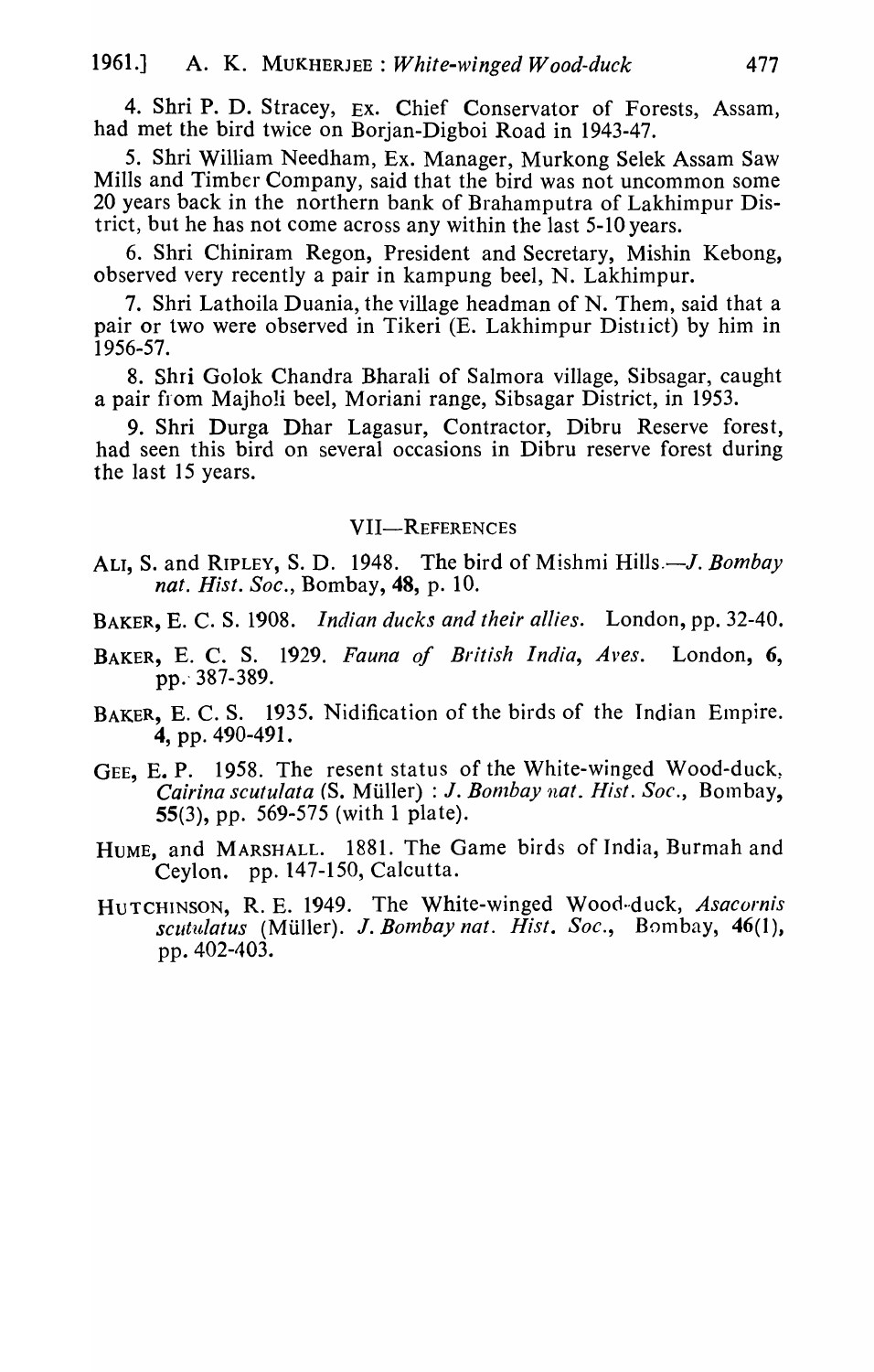4. Shri P. D. Stracey, Ex. Chief Conservator of Forests, Assam, had met the bird twice on Borjan-Digboi Road in 1943-47.

5. Shri William Needham, Ex. Manager, Murkong Selek Assam Saw Mills and Timber Company, said that the bird was not uncommon some 20 years back in the northern bank of Brahamputra of Lakhimpur District, but he has not come across any within the last 5-10 years.

6. Shri Chiniram Regon, President and Secretary, Mishin Kebong, observed very recently a pair in kampung beel, N. Lakhimpur.

7. Shri Lathoila Duania, the village headman of N. Them, said that a pair or two were observed in Tikeri (E. Lakhimpur District) by him in 1956-57.

8. Shri Golok Chandra Bharali of Salmora village, Sibsagar, caught a pair from Majholi beel, Moriani range, Sibsagar District, in 1953.

9. Shri Durga Dhar Lagasur, Contractor, Dibru Reserve forest, had seen this bird on several occasions in Dibru reserve forest during the last 15 years.

## VII—References

ALI, S. and RIPLEY, S. D. 1948. The bird of Mishmi Hills.—*J. Bombay nat. Hist. Soc.*, Bombay, **48**, p. 10.

BAKER, E. C. S. 1908. *Indian ducks and their allies.* London, pp. 32-40.

BAKER, E. C. S. 1929. *Fauna of British India, Aves.* London, **6**, pp. 387-389.

BAKER, E. C. S. 1935. Nidification of the birds of the Indian Empire. **4**, pp. 490-491.

GEE, E. P. 1958. The resent status of the White-winged Wood-duck, *Cairina scutulata* (S. Müller) : *J. Bombay nat. Hist. Soc.*, Bombay, **55**(3), pp. 569-575 (with 1 plate).

HUME, and MARSHALL. 1881. The Game birds of India, Burmah and Ceylon. pp. 147-150, Calcutta.

HUTCHINSON, R. E. 1949. The White-winged Wood-duck, *Asacornis scutulatus* (Müller). *J. Bombay nat. Hist. Soc.*, Bombay, **46**(1), pp. 402-403.